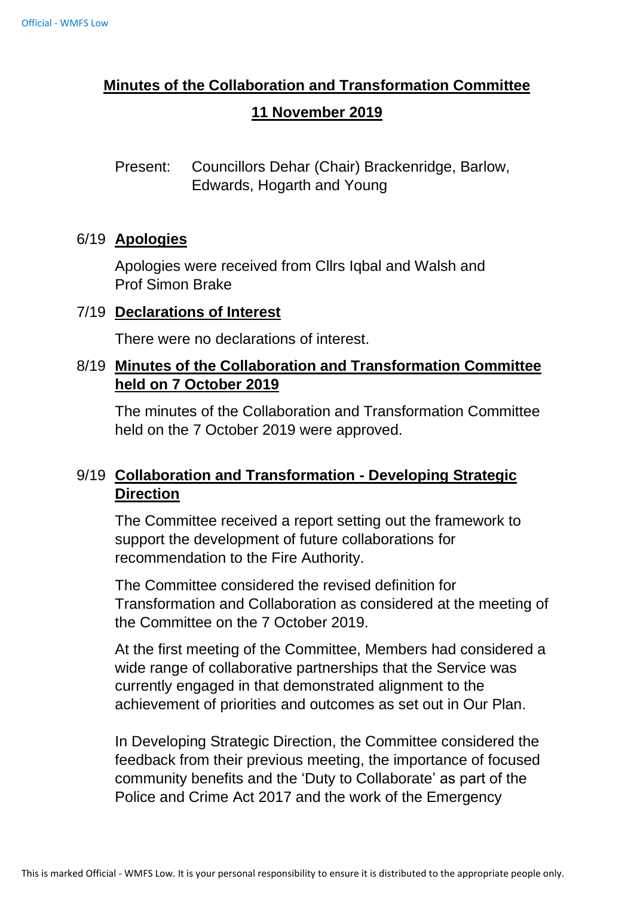# Minutes of the Collaboration and Transformation Committee

## 11 November 2019

Present: Councillors Dehar (Chair) Brackenridge, Barlow, Edwards, Hogarth and Young

### 6/19 Apologies

Apologies were received from Cllrs Iqbal and Walsh and Prof Simon Brake

### 7/19 Declarations of Interest

There were no declarations of interest.

### 8/19 Minutes of the Collaboration and Transformation Committee held on 7 October 2019

The minutes of the Collaboration and Transformation Committee held on the 7 October 2019 were approved.

### 9/19 Collaboration and Transformation - Developing Strategic Direction

The Committee received a report setting out the framework to support the development of future collaborations for recommendation to the Fire Authority.

The Committee considered the revised definition for Transformation and Collaboration as considered at the meeting of the Committee on the 7 October 2019.

At the first meeting of the Committee, Members had considered a wide range of collaborative partnerships that the Service was currently engaged in that demonstrated alignment to the achievement of priorities and outcomes as set out in Our Plan.

In Developing Strategic Direction, the Committee considered the feedback from their previous meeting, the importance of focused community benefits and the 'Duty to Collaborate' as part of the Police and Crime Act 2017 and the work of the Emergency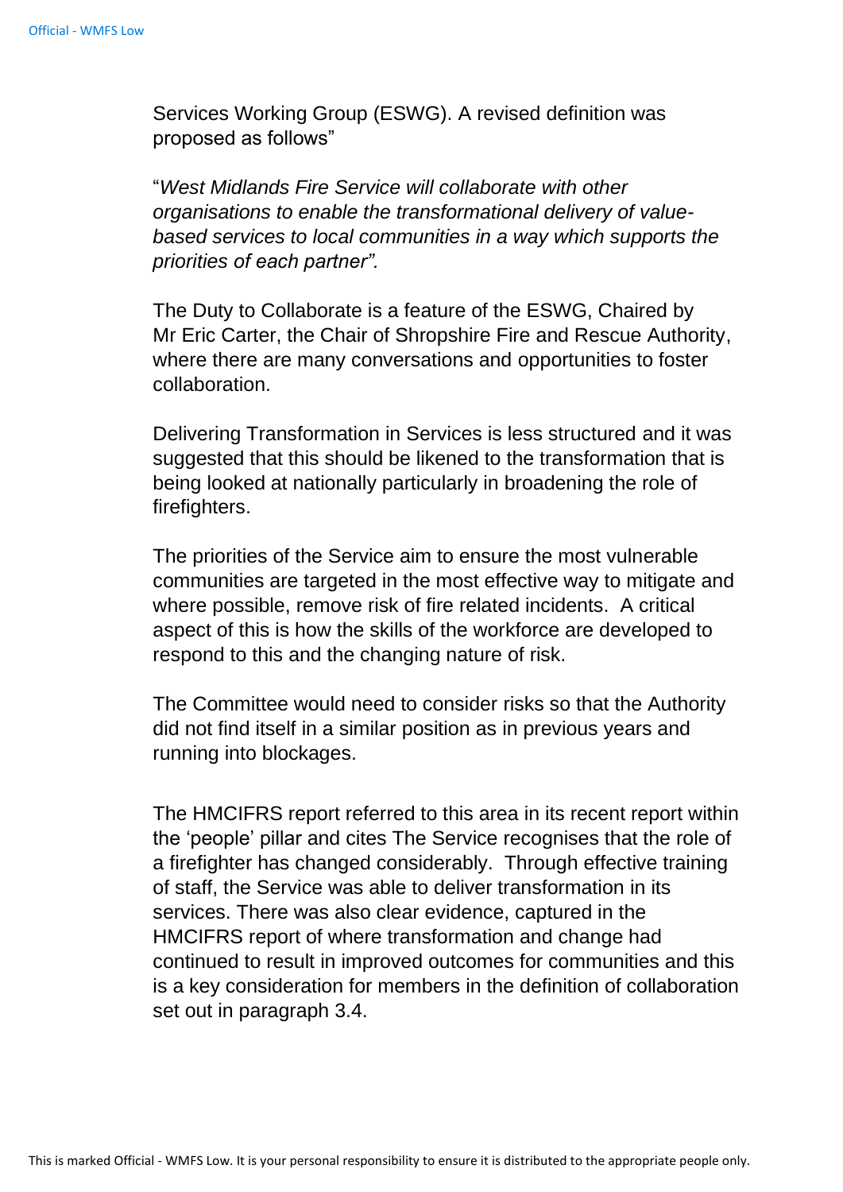Services Working Group (ESWG). A revised definition was proposed as follows"

"*West Midlands Fire Service will collaborate with other organisations to enable the transformational delivery of value-based services to local communities in a way which supports the priorities of each partner".*

The Duty to Collaborate is a feature of the ESWG, Chaired by Mr Eric Carter, the Chair of Shropshire Fire and Rescue Authority, where there are many conversations and opportunities to foster collaboration.

Delivering Transformation in Services is less structured and it was suggested that this should be likened to the transformation that is being looked at nationally particularly in broadening the role of firefighters.

The priorities of the Service aim to ensure the most vulnerable communities are targeted in the most effective way to mitigate and where possible, remove risk of fire related incidents. A critical aspect of this is how the skills of the workforce are developed to respond to this and the changing nature of risk.

The Committee would need to consider risks so that the Authority did not find itself in a similar position as in previous years and running into blockages.

The HMCIFRS report referred to this area in its recent report within the 'people' pillar and cites The Service recognises that the role of a firefighter has changed considerably. Through effective training of staff, the Service was able to deliver transformation in its services. There was also clear evidence, captured in the HMCIFRS report of where transformation and change had continued to result in improved outcomes for communities and this is a key consideration for members in the definition of collaboration set out in paragraph 3.4.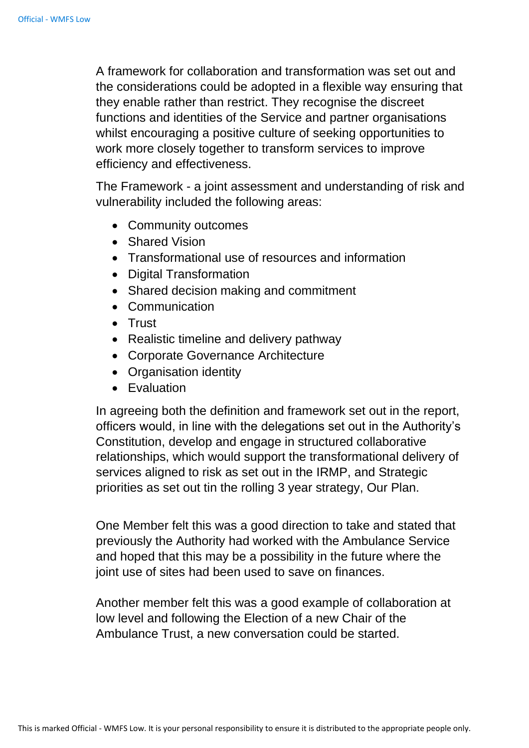A framework for collaboration and transformation was set out and the considerations could be adopted in a flexible way ensuring that they enable rather than restrict. They recognise the discreet functions and identities of the Service and partner organisations whilst encouraging a positive culture of seeking opportunities to work more closely together to transform services to improve efficiency and effectiveness.

The Framework - a joint assessment and understanding of risk and vulnerability included the following areas:

- Community outcomes
- Shared Vision
- Transformational use of resources and information
- Digital Transformation
- Shared decision making and commitment
- Communication
- Trust
- Realistic timeline and delivery pathway
- Corporate Governance Architecture
- Organisation identity
- Evaluation

In agreeing both the definition and framework set out in the report, officers would, in line with the delegations set out in the Authority's Constitution, develop and engage in structured collaborative relationships, which would support the transformational delivery of services aligned to risk as set out in the IRMP, and Strategic priorities as set out tin the rolling 3 year strategy, Our Plan.

One Member felt this was a good direction to take and stated that previously the Authority had worked with the Ambulance Service and hoped that this may be a possibility in the future where the joint use of sites had been used to save on finances.

Another member felt this was a good example of collaboration at low level and following the Election of a new Chair of the Ambulance Trust, a new conversation could be started.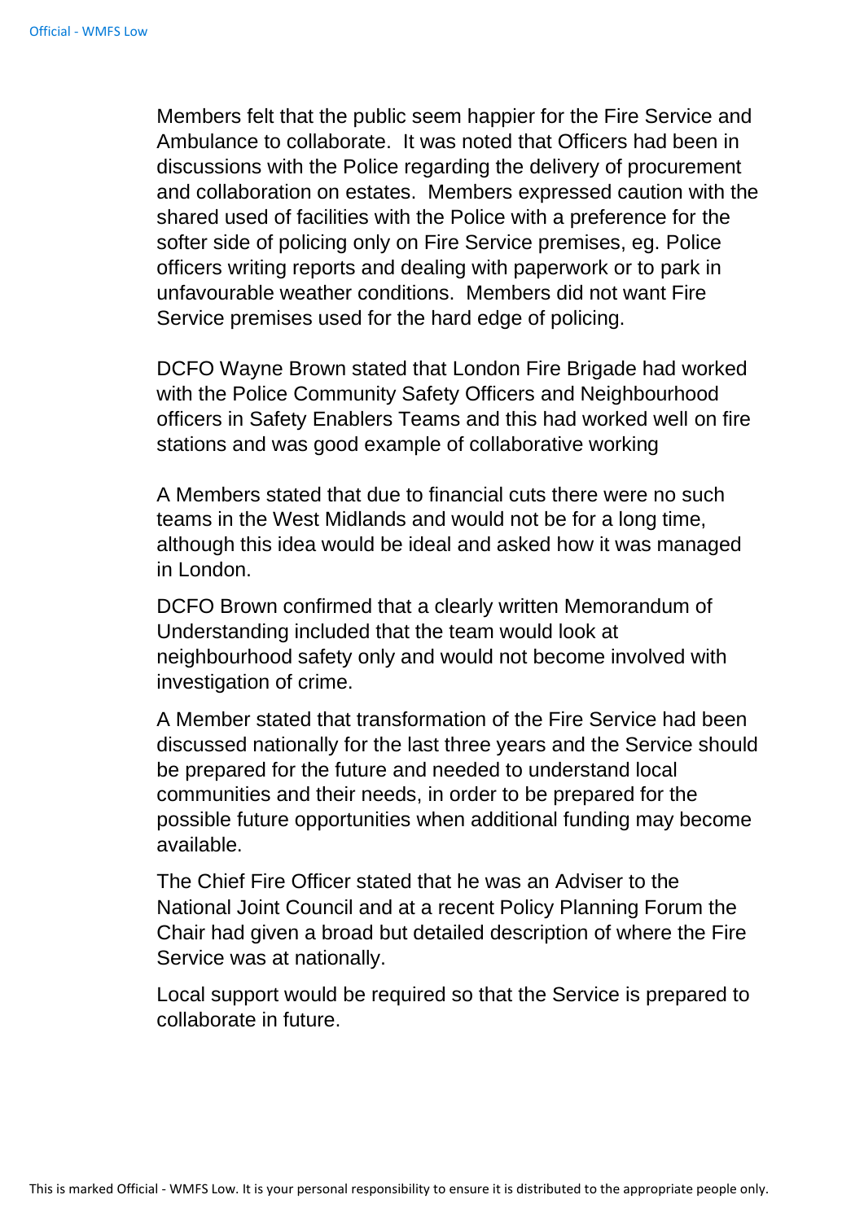Members felt that the public seem happier for the Fire Service and Ambulance to collaborate. It was noted that Officers had been in discussions with the Police regarding the delivery of procurement and collaboration on estates. Members expressed caution with the shared used of facilities with the Police with a preference for the softer side of policing only on Fire Service premises, eg. Police officers writing reports and dealing with paperwork or to park in unfavourable weather conditions. Members did not want Fire Service premises used for the hard edge of policing.

DCFO Wayne Brown stated that London Fire Brigade had worked with the Police Community Safety Officers and Neighbourhood officers in Safety Enablers Teams and this had worked well on fire stations and was good example of collaborative working

A Members stated that due to financial cuts there were no such teams in the West Midlands and would not be for a long time, although this idea would be ideal and asked how it was managed in London.

DCFO Brown confirmed that a clearly written Memorandum of Understanding included that the team would look at neighbourhood safety only and would not become involved with investigation of crime.

A Member stated that transformation of the Fire Service had been discussed nationally for the last three years and the Service should be prepared for the future and needed to understand local communities and their needs, in order to be prepared for the possible future opportunities when additional funding may become available.

The Chief Fire Officer stated that he was an Adviser to the National Joint Council and at a recent Policy Planning Forum the Chair had given a broad but detailed description of where the Fire Service was at nationally.

Local support would be required so that the Service is prepared to collaborate in future.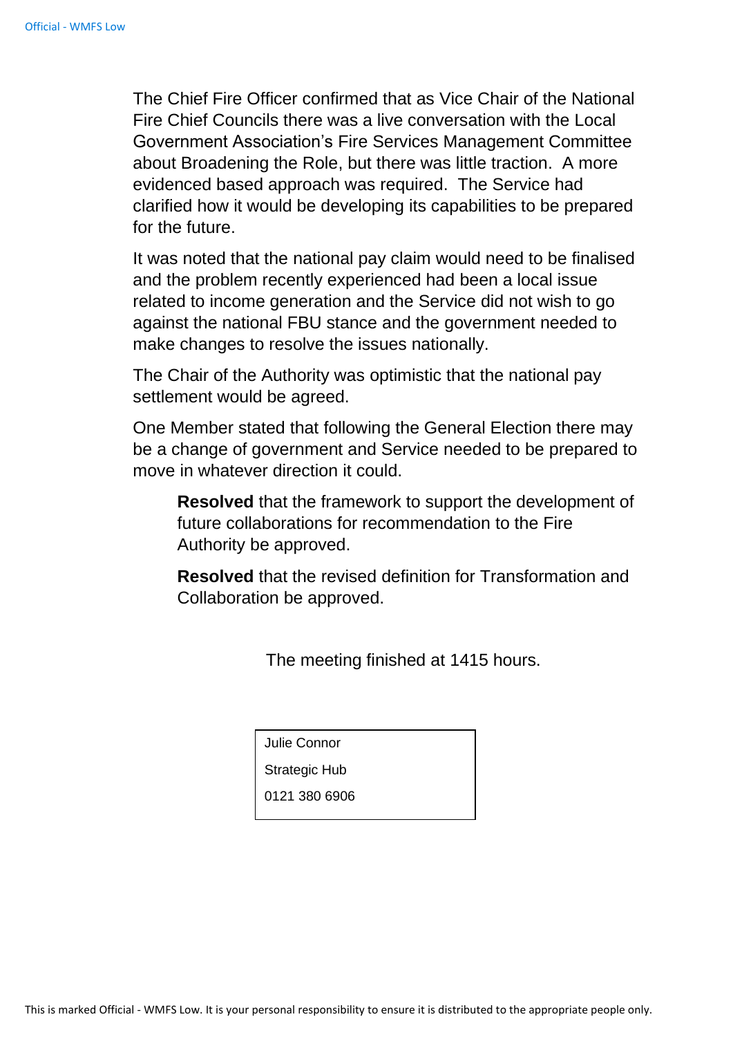The Chief Fire Officer confirmed that as Vice Chair of the National Fire Chief Councils there was a live conversation with the Local Government Association's Fire Services Management Committee about Broadening the Role, but there was little traction. A more evidenced based approach was required. The Service had clarified how it would be developing its capabilities to be prepared for the future.

It was noted that the national pay claim would need to be finalised and the problem recently experienced had been a local issue related to income generation and the Service did not wish to go against the national FBU stance and the government needed to make changes to resolve the issues nationally.

The Chair of the Authority was optimistic that the national pay settlement would be agreed.

One Member stated that following the General Election there may be a change of government and Service needed to be prepared to move in whatever direction it could.

> **Resolved** that the framework to support the development of future collaborations for recommendation to the Fire Authority be approved.
>
> **Resolved** that the revised definition for Transformation and Collaboration be approved.

The meeting finished at 1415 hours.

Julie Connor
Strategic Hub
0121 380 6906